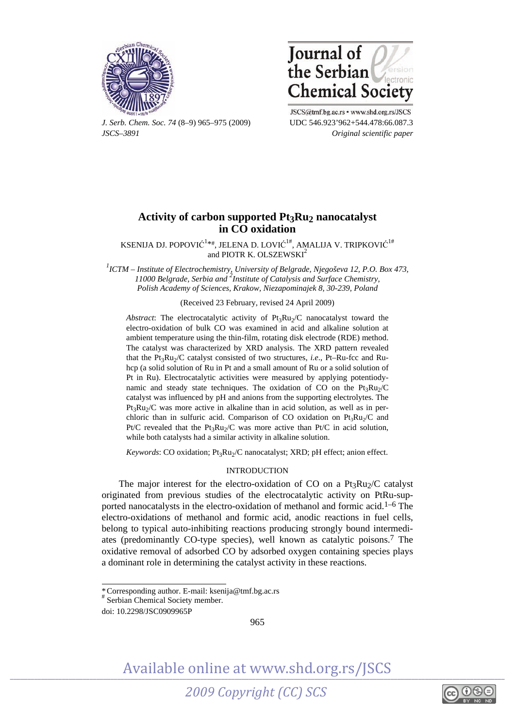# Activity of carbon supported $Pt_3Ru_2$ nanocatalyst in CO oxidation

KSENIJA DJ. POPOVIĆ[1*#], JELENA D. LOVIĆ[1#], AMALIJA V. TRIPKOVIĆ[1#] and PIOTR K. OLSZEWSKI[2]

[1]*ICTM – Institute of Electrochemistry, University of Belgrade, Njegoševa 12, P.O. Box 473, 11000 Belgrade, Serbia and* [2]*Institute of Catalysis and Surface Chemistry, Polish Academy of Sciences, Krakow, Niezapominajek 8, 30-239, Poland*

(Received 23 February, revised 24 April 2009)

*Abstract*: The electrocatalytic activity of $Pt_3Ru_2$/C nanocatalyst toward the electro-oxidation of bulk CO was examined in acid and alkaline solution at ambient temperature using the thin-film, rotating disk electrode (RDE) method. The catalyst was characterized by XRD analysis. The XRD pattern revealed that the $Pt_3Ru_2$/C catalyst consisted of two structures, *i.e.*, Pt–Ru-fcc and Ru-hcp (a solid solution of Ru in Pt and a small amount of Ru or a solid solution of Pt in Ru). Electrocatalytic activities were measured by applying potentiodynamic and steady state techniques. The oxidation of CO on the $Pt_3Ru_2$/C catalyst was influenced by pH and anions from the supporting electrolytes. The $Pt_3Ru_2$/C was more active in alkaline than in acid solution, as well as in perchloric than in sulfuric acid. Comparison of CO oxidation on $Pt_3Ru_2$/C and Pt/C revealed that the $Pt_3Ru_2$/C was more active than Pt/C in acid solution, while both catalysts had a similar activity in alkaline solution.

*Keywords*: CO oxidation; $Pt_3Ru_2$/C nanocatalyst; XRD; pH effect; anion effect.

## INTRODUCTION

The major interest for the electro-oxidation of CO on a $Pt_3Ru_2$/C catalyst originated from previous studies of the electrocatalytic activity on PtRu-supported nanocatalysts in the electro-oxidation of methanol and formic acid.[1–6] The electro-oxidations of methanol and formic acid, anodic reactions in fuel cells, belong to typical auto-inhibiting reactions producing strongly bound intermediates (predominantly CO-type species), well known as catalytic poisons.[7] The oxidative removal of adsorbed CO by adsorbed oxygen containing species plays a dominant role in determining the catalyst activity in these reactions.

---

\* Corresponding author. E-mail: ksenija@tmf.bg.ac.rs
\# Serbian Chemical Society member.
doi: 10.2298/JSC0909965P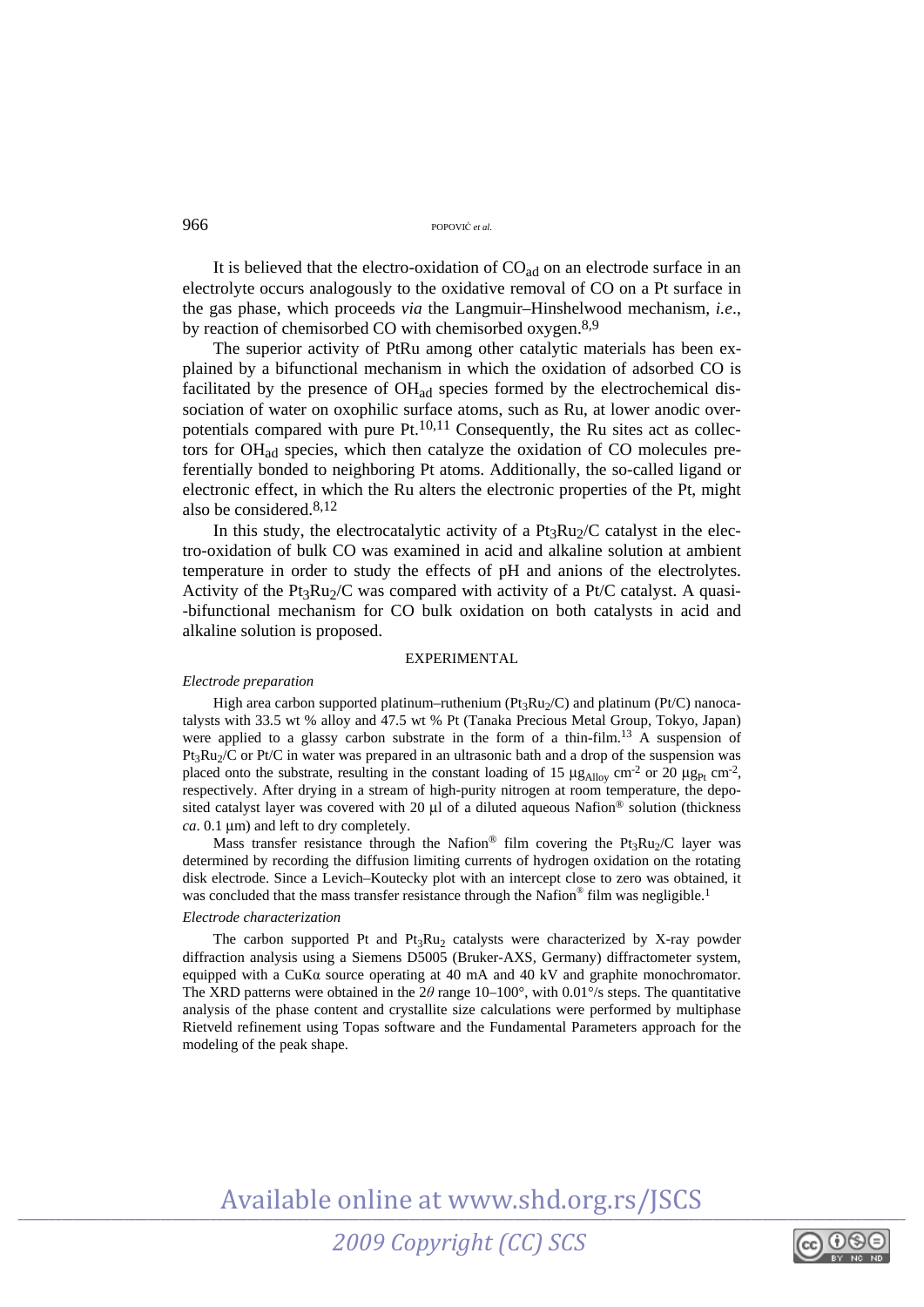It is believed that the electro-oxidation of $CO_{ad}$ on an electrode surface in an electrolyte occurs analogously to the oxidative removal of CO on a Pt surface in the gas phase, which proceeds *via* the Langmuir–Hinshelwood mechanism, *i.e.*, by reaction of chemisorbed CO with chemisorbed oxygen.[8,9]

The superior activity of PtRu among other catalytic materials has been explained by a bifunctional mechanism in which the oxidation of adsorbed CO is facilitated by the presence of $OH_{ad}$ species formed by the electrochemical dissociation of water on oxophilic surface atoms, such as Ru, at lower anodic overpotentials compared with pure Pt.[10,11] Consequently, the Ru sites act as collectors for $OH_{ad}$ species, which then catalyze the oxidation of CO molecules preferentially bonded to neighboring Pt atoms. Additionally, the so-called ligand or electronic effect, in which the Ru alters the electronic properties of the Pt, might also be considered.[8,12]

In this study, the electrocatalytic activity of a $Pt_3Ru_2$/C catalyst in the electro-oxidation of bulk CO was examined in acid and alkaline solution at ambient temperature in order to study the effects of pH and anions of the electrolytes. Activity of the $Pt_3Ru_2$/C was compared with activity of a Pt/C catalyst. A quasi-bifunctional mechanism for CO bulk oxidation on both catalysts in acid and alkaline solution is proposed.

## EXPERIMENTAL

### *Electrode preparation*

High area carbon supported platinum–ruthenium ($Pt_3Ru_2$/C) and platinum (Pt/C) nanocatalysts with 33.5 wt % alloy and 47.5 wt % Pt (Tanaka Precious Metal Group, Tokyo, Japan) were applied to a glassy carbon substrate in the form of a thin-film.[13] A suspension of $Pt_3Ru_2$/C or Pt/C in water was prepared in an ultrasonic bath and a drop of the suspension was placed onto the substrate, resulting in the constant loading of 15 $\mu g_{Alloy}$ $cm^{-2}$ or 20 $\mu g_{Pt}$ $cm^{-2}$, respectively. After drying in a stream of high-purity nitrogen at room temperature, the deposited catalyst layer was covered with 20 µl of a diluted aqueous Nafion® solution (thickness *ca*. 0.1 µm) and left to dry completely.

Mass transfer resistance through the Nafion® film covering the $Pt_3Ru_2$/C layer was determined by recording the diffusion limiting currents of hydrogen oxidation on the rotating disk electrode. Since a Levich–Koutecky plot with an intercept close to zero was obtained, it was concluded that the mass transfer resistance through the Nafion® film was negligible.[1]

### *Electrode characterization*

The carbon supported Pt and $Pt_3Ru_2$ catalysts were characterized by X-ray powder diffraction analysis using a Siemens D5005 (Bruker-AXS, Germany) diffractometer system, equipped with a CuKα source operating at 40 mA and 40 kV and graphite monochromator. The XRD patterns were obtained in the $2\theta$ range 10–100°, with 0.01°/s steps. The quantitative analysis of the phase content and crystallite size calculations were performed by multiphase Rietveld refinement using Topas software and the Fundamental Parameters approach for the modeling of the peak shape.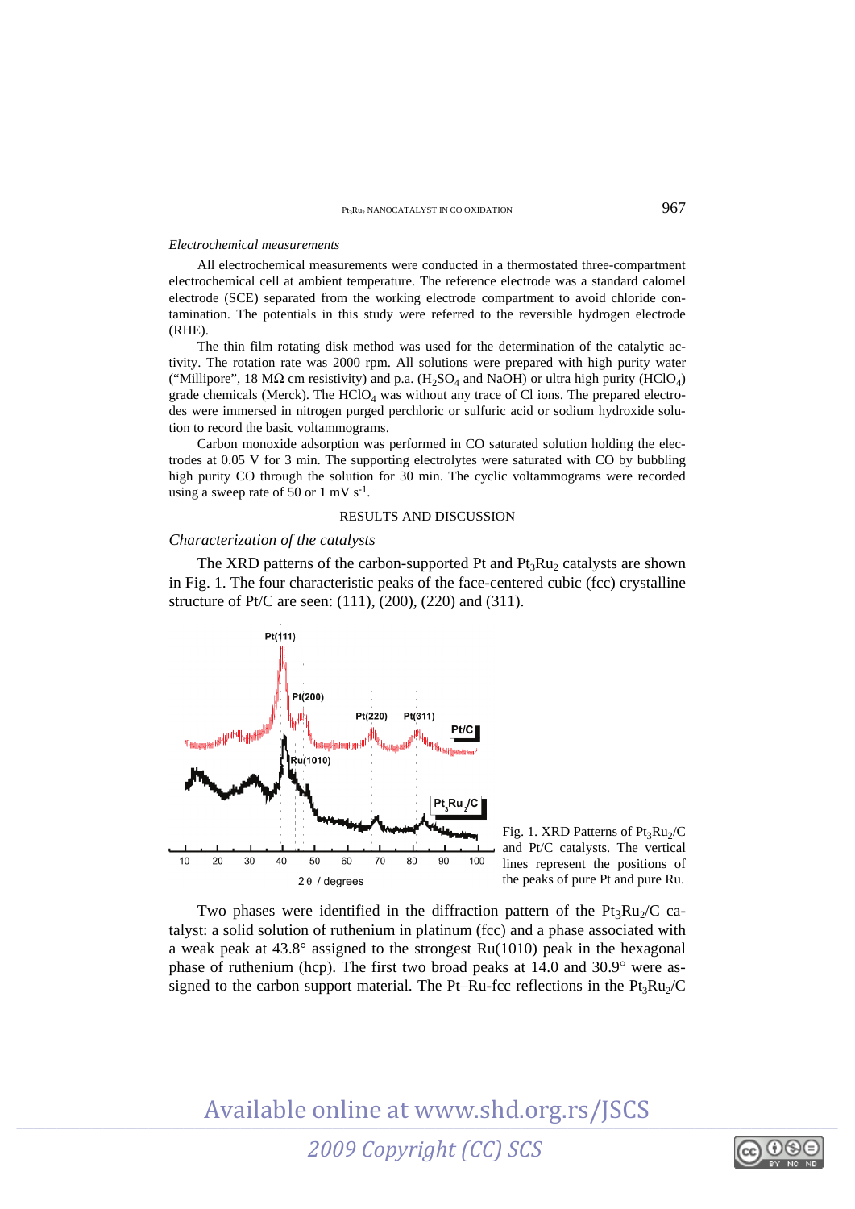*Electrochemical measurements*

All electrochemical measurements were conducted in a thermostated three-compartment electrochemical cell at ambient temperature. The reference electrode was a standard calomel electrode (SCE) separated from the working electrode compartment to avoid chloride contamination. The potentials in this study were referred to the reversible hydrogen electrode (RHE).

The thin film rotating disk method was used for the determination of the catalytic activity. The rotation rate was 2000 rpm. All solutions were prepared with high purity water ("Millipore", 18 MΩ cm resistivity) and p.a. ($H_2SO_4$ and NaOH) or ultra high purity ($HClO_4$) grade chemicals (Merck). The $HClO_4$ was without any trace of Cl ions. The prepared electrodes were immersed in nitrogen purged perchloric or sulfuric acid or sodium hydroxide solution to record the basic voltammograms.

Carbon monoxide adsorption was performed in CO saturated solution holding the electrodes at 0.05 V for 3 min. The supporting electrolytes were saturated with CO by bubbling high purity CO through the solution for 30 min. The cyclic voltammograms were recorded using a sweep rate of 50 or 1 mV $s^{-1}$.

## RESULTS AND DISCUSSION

*Characterization of the catalysts*

The XRD patterns of the carbon-supported Pt and $Pt_3Ru_2$ catalysts are shown in Fig. 1. The four characteristic peaks of the face-centered cubic (fcc) crystalline structure of Pt/C are seen: (111), (200), (220) and (311).

Fig. 1. XRD Patterns of $Pt_3Ru_2/C$ and Pt/C catalysts. The vertical lines represent the positions of the peaks of pure Pt and pure Ru.

Two phases were identified in the diffraction pattern of the $Pt_3Ru_2/C$ catalyst: a solid solution of ruthenium in platinum (fcc) and a phase associated with a weak peak at 43.8° assigned to the strongest Ru(1010) peak in the hexagonal phase of ruthenium (hcp). The first two broad peaks at 14.0 and 30.9° were assigned to the carbon support material. The Pt–Ru-fcc reflections in the $Pt_3Ru_2/C$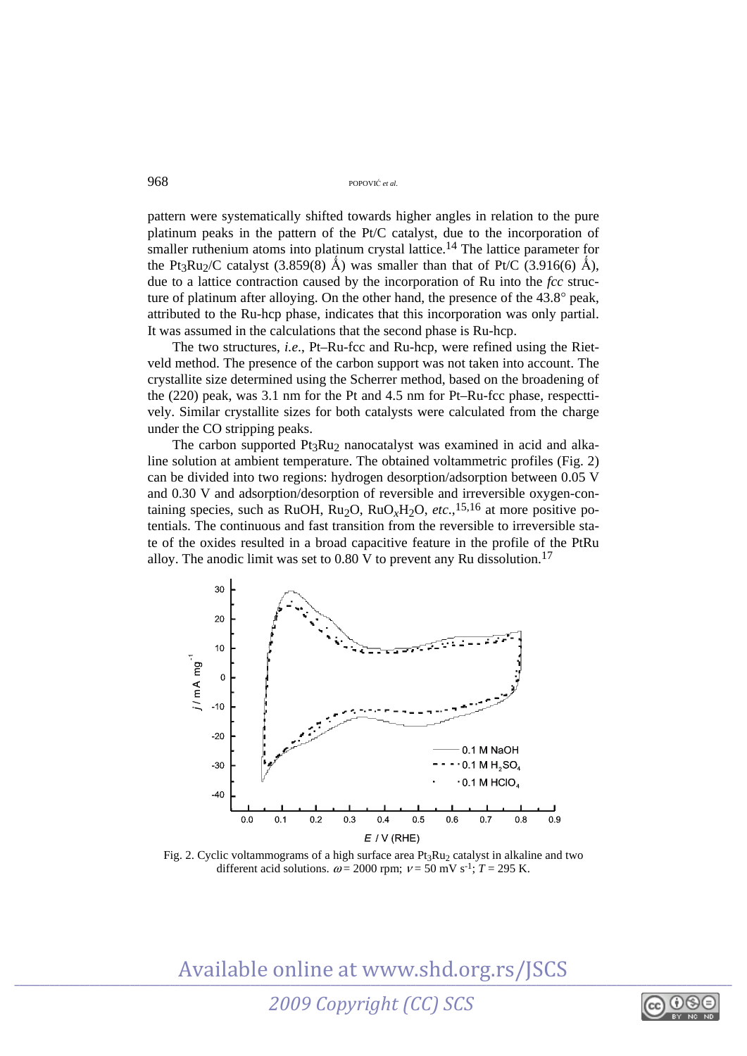pattern were systematically shifted towards higher angles in relation to the pure platinum peaks in the pattern of the Pt/C catalyst, due to the incorporation of smaller ruthenium atoms into platinum crystal lattice.[14] The lattice parameter for the $Pt_3Ru_2$/C catalyst (3.859(8) Å) was smaller than that of Pt/C (3.916(6) Å), due to a lattice contraction caused by the incorporation of Ru into the *fcc* structure of platinum after alloying. On the other hand, the presence of the 43.8° peak, attributed to the Ru-hcp phase, indicates that this incorporation was only partial. It was assumed in the calculations that the second phase is Ru-hcp.

The two structures, *i.e.*, Pt–Ru-fcc and Ru-hcp, were refined using the Rietveld method. The presence of the carbon support was not taken into account. The crystallite size determined using the Scherrer method, based on the broadening of the (220) peak, was 3.1 nm for the Pt and 4.5 nm for Pt–Ru-fcc phase, respecttively. Similar crystallite sizes for both catalysts were calculated from the charge under the CO stripping peaks.

The carbon supported $Pt_3Ru_2$ nanocatalyst was examined in acid and alkaline solution at ambient temperature. The obtained voltammetric profiles (Fig. 2) can be divided into two regions: hydrogen desorption/adsorption between 0.05 V and 0.30 V and adsorption/desorption of reversible and irreversible oxygen-containing species, such as RuOH, $Ru_2O$, $RuO_xH_2O$, *etc.*,[15,16] at more positive potentials. The continuous and fast transition from the reversible to irreversible state of the oxides resulted in a broad capacitive feature in the profile of the PtRu alloy. The anodic limit was set to 0.80 V to prevent any Ru dissolution.[17]

Fig. 2. Cyclic voltammograms of a high surface area $Pt_3Ru_2$ catalyst in alkaline and two different acid solutions. $\omega = 2000$ rpm; $\nu = 50$ mV s$^{-1}$; $T = 295$ K.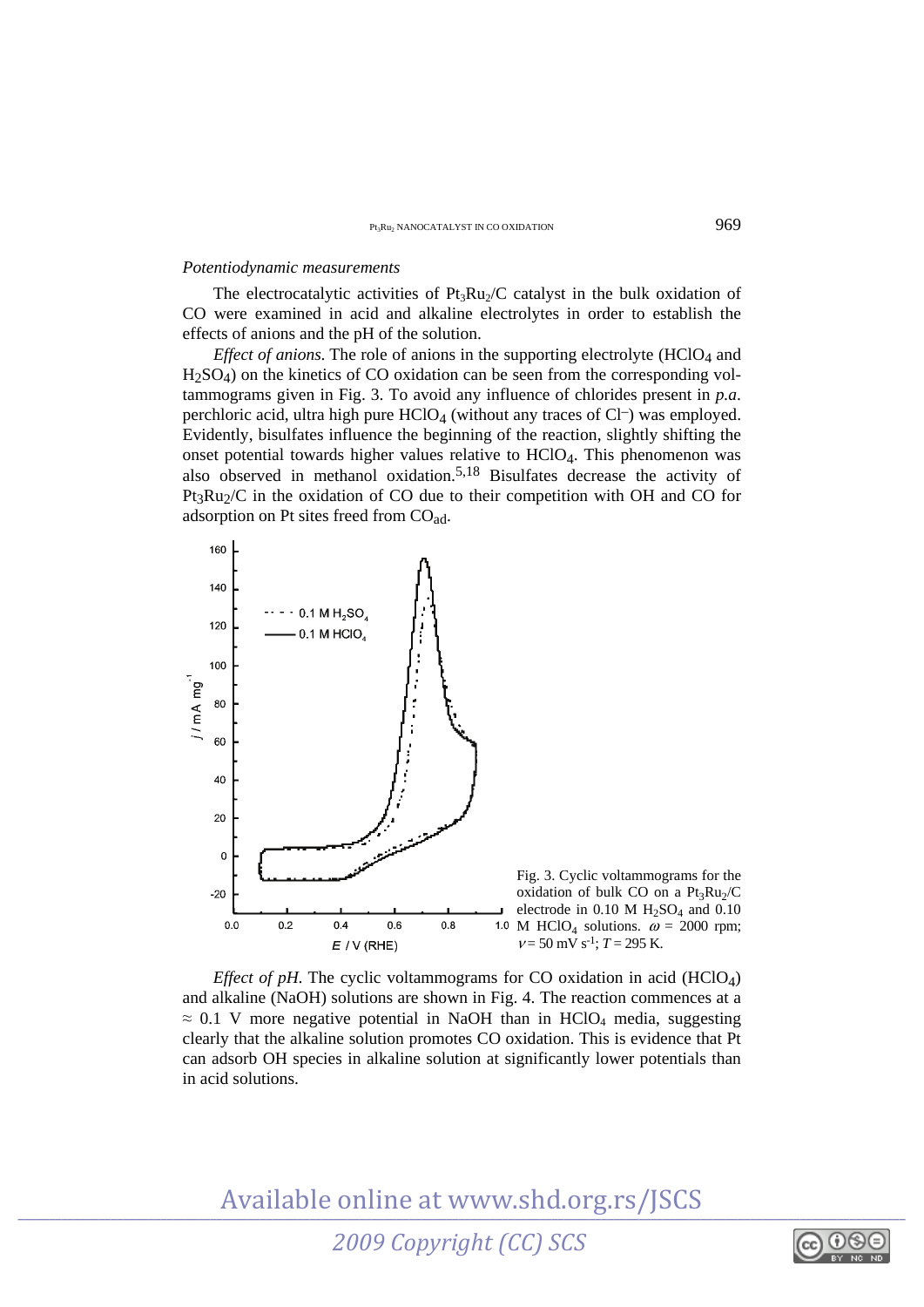*Potentiodynamic measurements*

The electrocatalytic activities of $Pt_3Ru_2$/C catalyst in the bulk oxidation of CO were examined in acid and alkaline electrolytes in order to establish the effects of anions and the pH of the solution.

*Effect of anions.* The role of anions in the supporting electrolyte ($HClO_4$ and $H_2SO_4$) on the kinetics of CO oxidation can be seen from the corresponding voltammograms given in Fig. 3. To avoid any influence of chlorides present in *p.a.* perchloric acid, ultra high pure $HClO_4$ (without any traces of $Cl^-$) was employed. Evidently, bisulfates influence the beginning of the reaction, slightly shifting the onset potential towards higher values relative to $HClO_4$. This phenomenon was also observed in methanol oxidation.[5,18] Bisulfates decrease the activity of $Pt_3Ru_2$/C in the oxidation of CO due to their competition with OH and CO for adsorption on Pt sites freed from $CO_{ad}$.

Fig. 3. Cyclic voltammograms for the oxidation of bulk CO on a $Pt_3Ru_2$/C electrode in 0.10 M $H_2SO_4$ and 0.10 M $HClO_4$ solutions. $\omega$ = 2000 rpm; $v$ = 50 mV $s^{-1}$; $T$ = 295 K.

*Effect of pH.* The cyclic voltammograms for CO oxidation in acid ($HClO_4$) and alkaline (NaOH) solutions are shown in Fig. 4. The reaction commences at a ≈ 0.1 V more negative potential in NaOH than in $HClO_4$ media, suggesting clearly that the alkaline solution promotes CO oxidation. This is evidence that Pt can adsorb OH species in alkaline solution at significantly lower potentials than in acid solutions.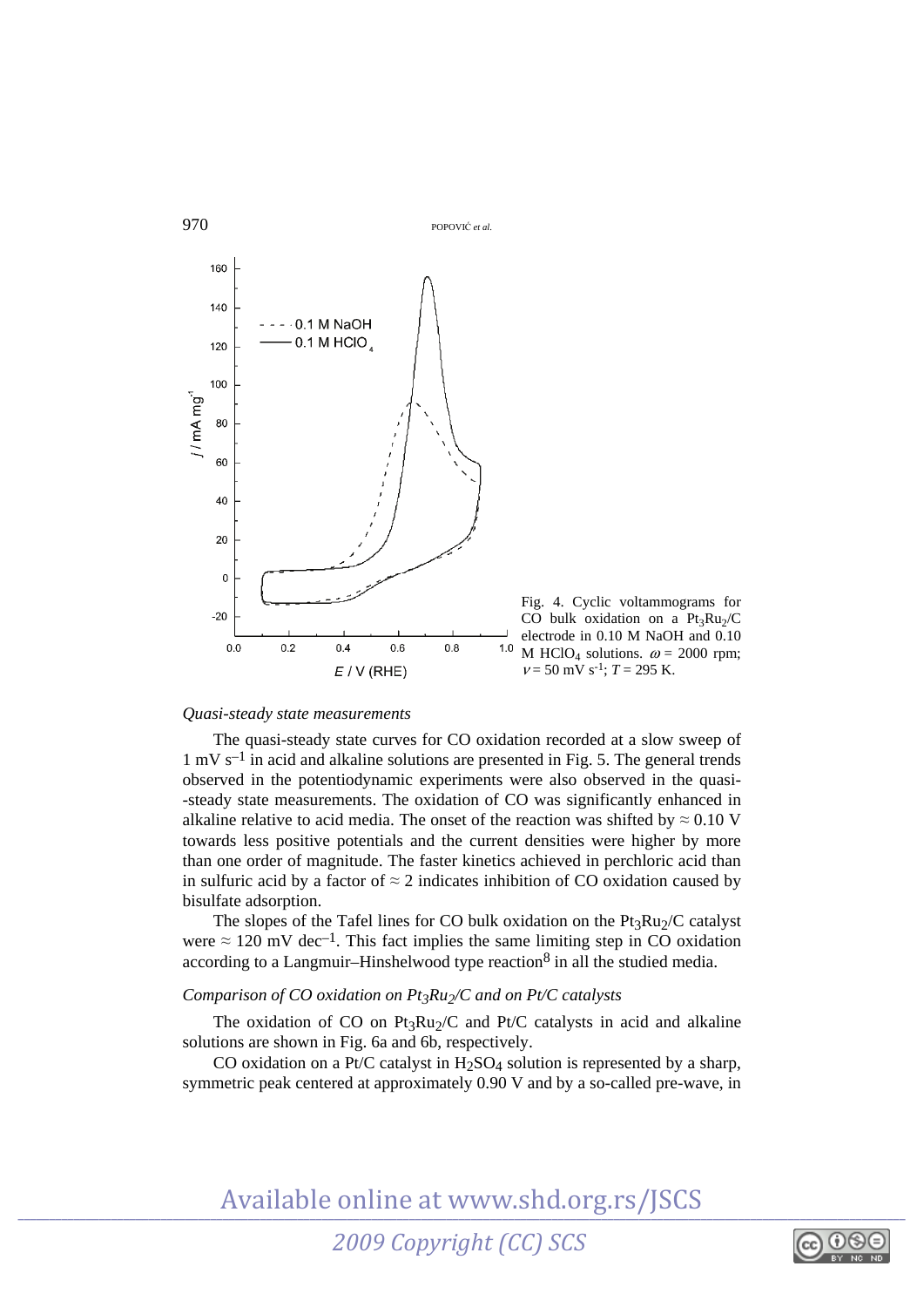Fig. 4. Cyclic voltammograms for CO bulk oxidation on a $Pt_3Ru_2/C$ electrode in 0.10 M NaOH and 0.10 M $HClO_4$ solutions. $\omega$ = 2000 rpm; $\nu$ = 50 mV $s^{-1}$; $T$ = 295 K.

*Quasi-steady state measurements*

The quasi-steady state curves for CO oxidation recorded at a slow sweep of 1 mV $s^{-1}$ in acid and alkaline solutions are presented in Fig. 5. The general trends observed in the potentiodynamic experiments were also observed in the quasi--steady state measurements. The oxidation of CO was significantly enhanced in alkaline relative to acid media. The onset of the reaction was shifted by ≈ 0.10 V towards less positive potentials and the current densities were higher by more than one order of magnitude. The faster kinetics achieved in perchloric acid than in sulfuric acid by a factor of ≈ 2 indicates inhibition of CO oxidation caused by bisulfate adsorption.

The slopes of the Tafel lines for CO bulk oxidation on the $Pt_3Ru_2/C$ catalyst were ≈ 120 mV $dec^{-1}$. This fact implies the same limiting step in CO oxidation according to a Langmuir–Hinshelwood type reaction[8] in all the studied media.

*Comparison of CO oxidation on $Pt_3Ru_2/C$ and on Pt/C catalysts*

The oxidation of CO on $Pt_3Ru_2/C$ and Pt/C catalysts in acid and alkaline solutions are shown in Fig. 6a and 6b, respectively.

CO oxidation on a Pt/C catalyst in $H_2SO_4$ solution is represented by a sharp, symmetric peak centered at approximately 0.90 V and by a so-called pre-wave, in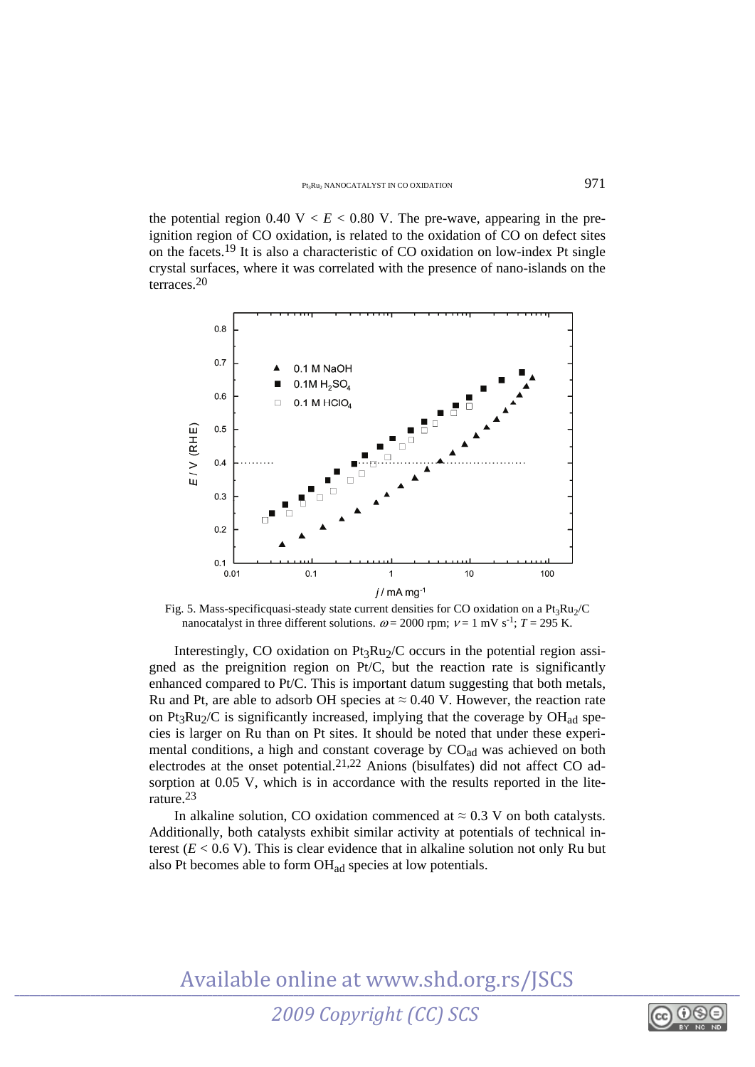the potential region 0.40 V < $E$ < 0.80 V. The pre-wave, appearing in the pre-ignition region of CO oxidation, is related to the oxidation of CO on defect sites on the facets.[19] It is also a characteristic of CO oxidation on low-index Pt single crystal surfaces, where it was correlated with the presence of nano-islands on the terraces.[20]

Fig. 5. Mass-specificquasi-steady state current densities for CO oxidation on a $Pt_3Ru_2$/C nanocatalyst in three different solutions. $\omega$ = 2000 rpm; $v$ = 1 mV $s^{-1}$; $T$ = 295 K.

Interestingly, CO oxidation on $Pt_3Ru_2$/C occurs in the potential region assigned as the preignition region on Pt/C, but the reaction rate is significantly enhanced compared to Pt/C. This is important datum suggesting that both metals, Ru and Pt, are able to adsorb OH species at ≈ 0.40 V. However, the reaction rate on $Pt_3Ru_2$/C is significantly increased, implying that the coverage by $OH_{ad}$ species is larger on Ru than on Pt sites. It should be noted that under these experimental conditions, a high and constant coverage by $CO_{ad}$ was achieved on both electrodes at the onset potential.[21,22] Anions (bisulfates) did not affect CO adsorption at 0.05 V, which is in accordance with the results reported in the literature.[23]

In alkaline solution, CO oxidation commenced at ≈ 0.3 V on both catalysts. Additionally, both catalysts exhibit similar activity at potentials of technical interest ($E$ < 0.6 V). This is clear evidence that in alkaline solution not only Ru but also Pt becomes able to form $OH_{ad}$ species at low potentials.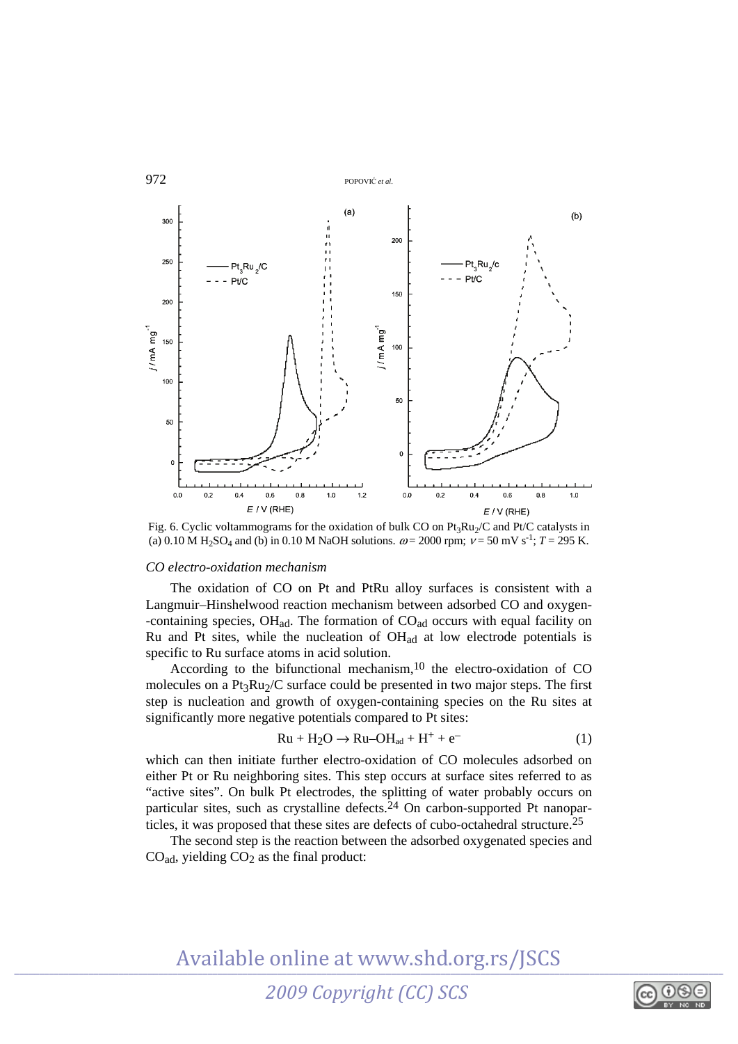Fig. 6. Cyclic voltammograms for the oxidation of bulk CO on $Pt_3Ru_2/C$ and Pt/C catalysts in (a) 0.10 M $H_2SO_4$ and (b) in 0.10 M NaOH solutions. $\omega$ = 2000 rpm; $\nu$ = 50 mV $s^{-1}$; $T$ = 295 K.

*CO electro-oxidation mechanism*

The oxidation of CO on Pt and PtRu alloy surfaces is consistent with a Langmuir–Hinshelwood reaction mechanism between adsorbed CO and oxygen-containing species, $OH_{ad}$. The formation of $CO_{ad}$ occurs with equal facility on Ru and Pt sites, while the nucleation of $OH_{ad}$ at low electrode potentials is specific to Ru surface atoms in acid solution.

According to the bifunctional mechanism,[10] the electro-oxidation of CO molecules on a $Pt_3Ru_2/C$ surface could be presented in two major steps. The first step is nucleation and growth of oxygen-containing species on the Ru sites at significantly more negative potentials compared to Pt sites:

$$\text{Ru} + H_2O \rightarrow \text{Ru–}OH_{ad} + H^+ + e^- \quad (1)$$

which can then initiate further electro-oxidation of CO molecules adsorbed on either Pt or Ru neighboring sites. This step occurs at surface sites referred to as "active sites". On bulk Pt electrodes, the splitting of water probably occurs on particular sites, such as crystalline defects.[24] On carbon-supported Pt nanoparticles, it was proposed that these sites are defects of cubo-octahedral structure.[25]

The second step is the reaction between the adsorbed oxygenated species and $CO_{ad}$, yielding $CO_2$ as the final product: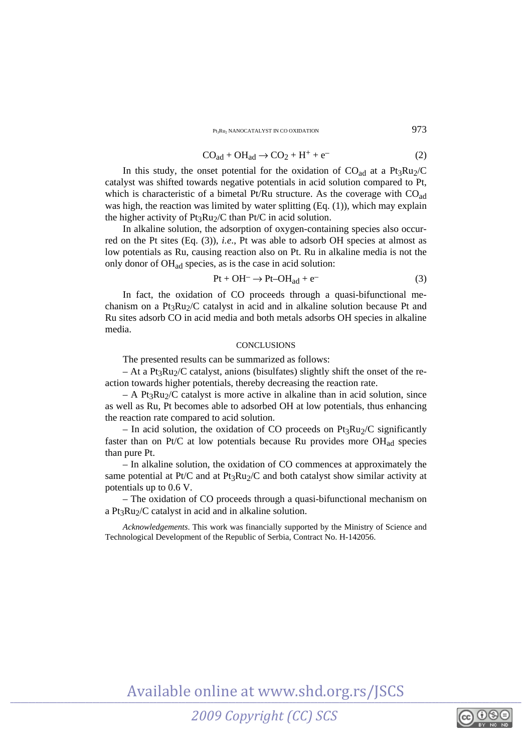$$CO_{ad} + OH_{ad} \rightarrow CO_2 + H^+ + e^- \tag{2}$$

In this study, the onset potential for the oxidation of $CO_{ad}$ at a $Pt_3Ru_2/C$ catalyst was shifted towards negative potentials in acid solution compared to Pt, which is characteristic of a bimetal Pt/Ru structure. As the coverage with $CO_{ad}$ was high, the reaction was limited by water splitting (Eq. (1)), which may explain the higher activity of $Pt_3Ru_2/C$ than Pt/C in acid solution.

In alkaline solution, the adsorption of oxygen-containing species also occurred on the Pt sites (Eq. (3)), *i.e.*, Pt was able to adsorb OH species at almost as low potentials as Ru, causing reaction also on Pt. Ru in alkaline media is not the only donor of $OH_{ad}$ species, as is the case in acid solution:

$$Pt + OH^- \rightarrow Pt–OH_{ad} + e^- \tag{3}$$

In fact, the oxidation of CO proceeds through a quasi-bifunctional mechanism on a $Pt_3Ru_2/C$ catalyst in acid and in alkaline solution because Pt and Ru sites adsorb CO in acid media and both metals adsorbs OH species in alkaline media.

## CONCLUSIONS

The presented results can be summarized as follows:

– At a $Pt_3Ru_2/C$ catalyst, anions (bisulfates) slightly shift the onset of the reaction towards higher potentials, thereby decreasing the reaction rate.

– A $Pt_3Ru_2/C$ catalyst is more active in alkaline than in acid solution, since as well as Ru, Pt becomes able to adsorbed OH at low potentials, thus enhancing the reaction rate compared to acid solution.

– In acid solution, the oxidation of CO proceeds on $Pt_3Ru_2/C$ significantly faster than on Pt/C at low potentials because Ru provides more $OH_{ad}$ species than pure Pt.

– In alkaline solution, the oxidation of CO commences at approximately the same potential at Pt/C and at $Pt_3Ru_2/C$ and both catalyst show similar activity at potentials up to 0.6 V.

– The oxidation of CO proceeds through a quasi-bifunctional mechanism on a $Pt_3Ru_2/C$ catalyst in acid and in alkaline solution.

*Acknowledgements*. This work was financially supported by the Ministry of Science and Technological Development of the Republic of Serbia, Contract No. H-142056.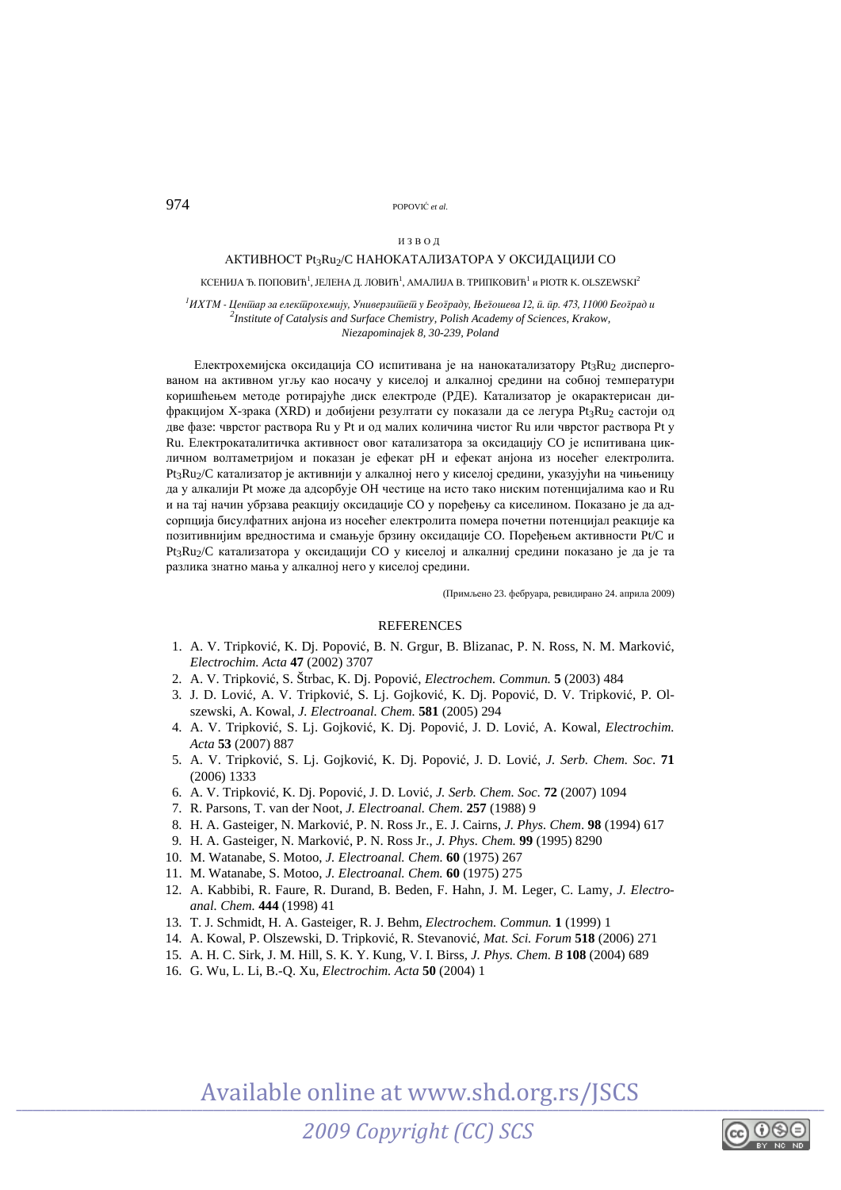## ИЗВОД

### АКТИВНОСТ $Pt_3Ru_2$/C НАНОКАТАЛИЗАТОРА У ОКСИДАЦИЈИ CO

КСЕНИЈА Ђ. ПОПОВИЋ[1], ЈЕЛЕНА Д. ЛОВИЋ[1], АМАЛИЈА В. ТРИПКОВИЋ[1] и PIOTR K. OLSZEWSKI[2]

[1]*ИХТМ - Центар за електрохемију, Универзитет у Београду, Његошева 12, п. пр. 473, 11000 Београд и*
[2]*Institute of Catalysis and Surface Chemistry, Polish Academy of Sciences, Krakow, Niezapominajek 8, 30-239, Poland*

Електрохемијска оксидација CO испитивана је на нанокатализатору $Pt_3Ru_2$ диспергованом на активном угљу као носачу у киселој и алкалној средини на собној температури коришћењем методе ротирајуће диск електроде (РДЕ). Катализатор је окарактерисан дифракцијом X-зрака (XRD) и добијени резултати су показали да се легура $Pt_3Ru_2$ састоји од две фазе: чврстог раствора Ru у Pt и од малих количина чистог Ru или чврстог раствора Pt у Ru. Електрокаталитичка активност овог катализатора за оксидацију CO је испитивана цикличном волтаметријом и показан је ефекат pH и ефекат анјона из носећег електролита. $Pt_3Ru_2$/C катализатор је активнији у алкалној него у киселој средини, указујући на чињеницу да у алкалији Pt може да адсорбује OH честице на исто тако ниским потенцијалима као и Ru и на тај начин убрзава реакцију оксидације CO у поређењу са киселином. Показано је да адсорпција бисулфатних анјона из носећег електролита помера почетни потенцијал реакције ка позитивнијим вредностима и смањује брзину оксидације CO. Поређењем активности Pt/C и $Pt_3Ru_2$/C катализатора у оксидацији CO у киселој и алкалниј средини показано је да је та разлика знатно мања у алкалној него у киселој средини.

(Примљено 23. фебруара, ревидирано 24. априла 2009)

## REFERENCES

1. A. V. Tripković, K. Dj. Popović, B. N. Grgur, B. Blizanac, P. N. Ross, N. M. Marković, *Electrochim. Acta* **47** (2002) 3707
2. A. V. Tripković, S. Štrbac, K. Dj. Popović, *Electrochem. Commun.* **5** (2003) 484
3. J. D. Lović, A. V. Tripković, S. Lj. Gojković, K. Dj. Popović, D. V. Tripković, P. Olszewski, A. Kowal, *J. Electroanal. Chem.* **581** (2005) 294
4. A. V. Tripković, S. Lj. Gojković, K. Dj. Popović, J. D. Lović, A. Kowal, *Electrochim. Acta* **53** (2007) 887
5. A. V. Tripković, S. Lj. Gojković, K. Dj. Popović, J. D. Lović, *J. Serb. Chem. Soc.* **71** (2006) 1333
6. A. V. Tripković, K. Dj. Popović, J. D. Lović, *J. Serb. Chem. Soc.* **72** (2007) 1094
7. R. Parsons, T. van der Noot, *J. Electroanal. Chem.* **257** (1988) 9
8. H. A. Gasteiger, N. Marković, P. N. Ross Jr., E. J. Cairns, *J. Phys. Chem.* **98** (1994) 617
9. H. A. Gasteiger, N. Marković, P. N. Ross Jr., *J. Phys. Chem.* **99** (1995) 8290
10. M. Watanabe, S. Motoo, *J. Electroanal. Chem.* **60** (1975) 267
11. M. Watanabe, S. Motoo, *J. Electroanal. Chem.* **60** (1975) 275
12. A. Kabbibi, R. Faure, R. Durand, B. Beden, F. Hahn, J. M. Leger, C. Lamy, *J. Electroanal. Chem.* **444** (1998) 41
13. T. J. Schmidt, H. A. Gasteiger, R. J. Behm, *Electrochem. Commun.* **1** (1999) 1
14. A. Kowal, P. Olszewski, D. Tripković, R. Stevanović, *Mat. Sci. Forum* **518** (2006) 271
15. A. H. C. Sirk, J. M. Hill, S. K. Y. Kung, V. I. Birss, *J. Phys. Chem. B* **108** (2004) 689
16. G. Wu, L. Li, B.-Q. Xu, *Electrochim. Acta* **50** (2004) 1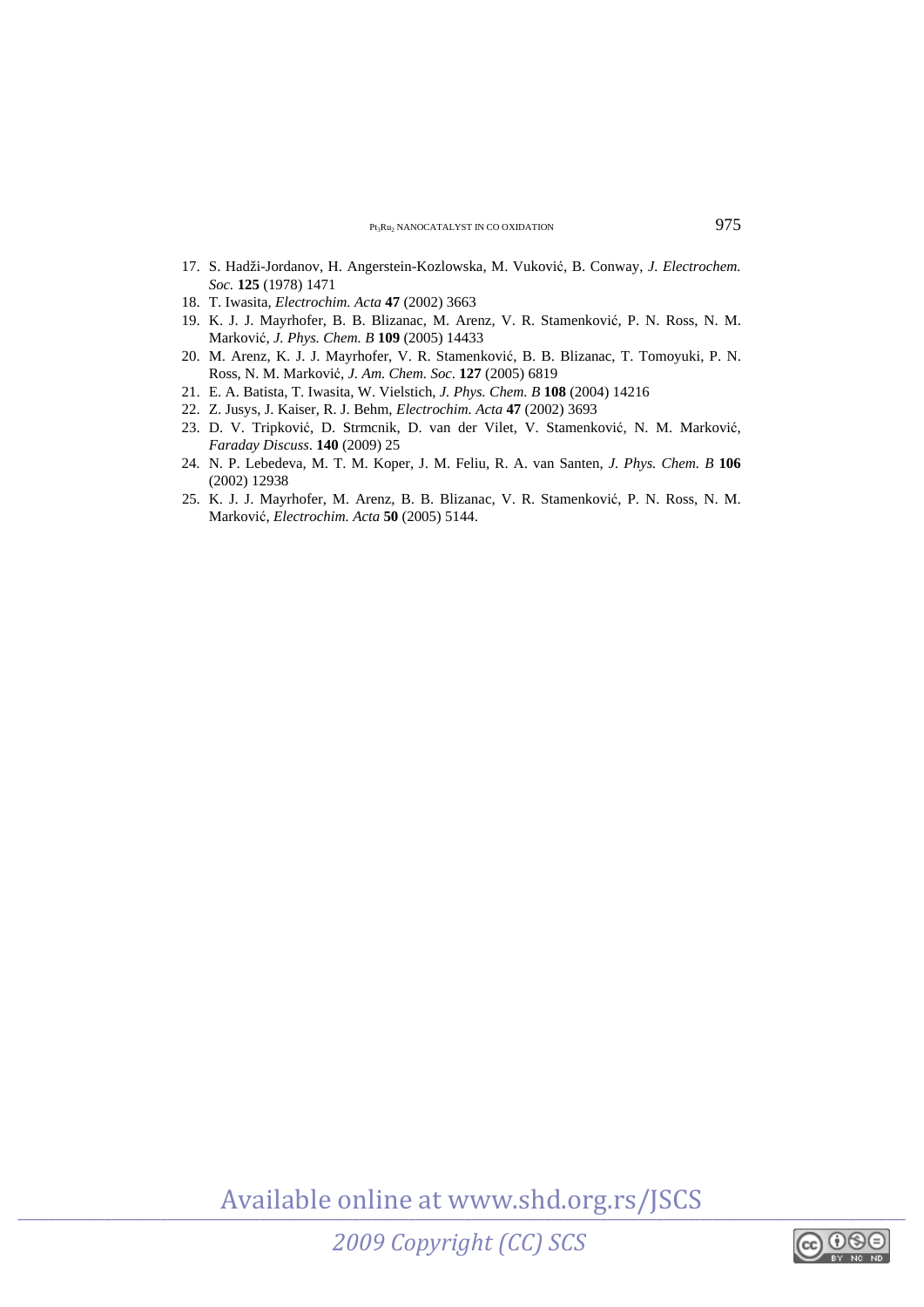17. S. Hadži-Jordanov, H. Angerstein-Kozlowska, M. Vuković, B. Conway, *J. Electrochem. Soc.* **125** (1978) 1471
18. T. Iwasita, *Electrochim. Acta* **47** (2002) 3663
19. K. J. J. Mayrhofer, B. B. Blizanac, M. Arenz, V. R. Stamenković, P. N. Ross, N. M. Marković, *J. Phys. Chem. B* **109** (2005) 14433
20. M. Arenz, K. J. J. Mayrhofer, V. R. Stamenković, B. B. Blizanac, T. Tomoyuki, P. N. Ross, N. M. Marković, *J. Am. Chem. Soc.* **127** (2005) 6819
21. E. A. Batista, T. Iwasita, W. Vielstich, *J. Phys. Chem. B* **108** (2004) 14216
22. Z. Jusys, J. Kaiser, R. J. Behm, *Electrochim. Acta* **47** (2002) 3693
23. D. V. Tripković, D. Strmcnik, D. van der Vilet, V. Stamenković, N. M. Marković, *Faraday Discuss.* **140** (2009) 25
24. N. P. Lebedeva, M. T. M. Koper, J. M. Feliu, R. A. van Santen, *J. Phys. Chem. B* **106** (2002) 12938
25. K. J. J. Mayrhofer, M. Arenz, B. B. Blizanac, V. R. Stamenković, P. N. Ross, N. M. Marković, *Electrochim. Acta* **50** (2005) 5144.